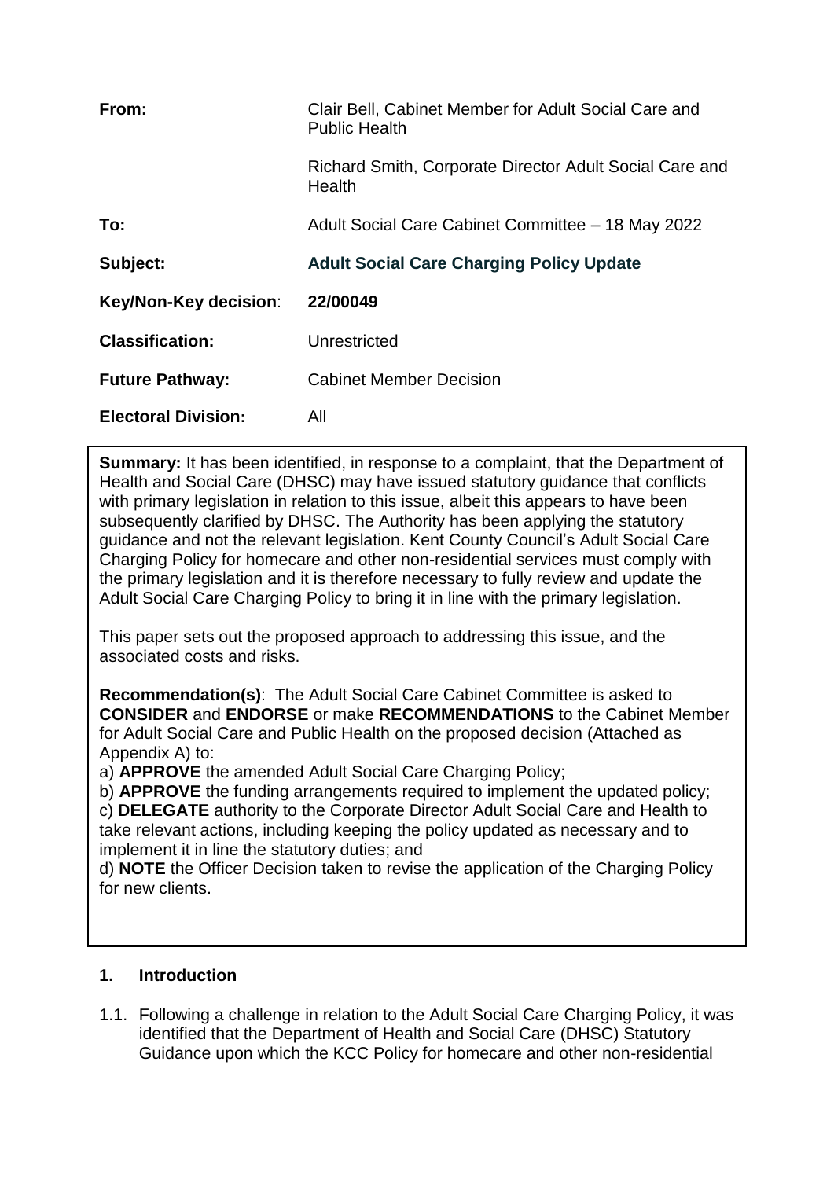| | |
|---|---|
| **From:** | Clair Bell, Cabinet Member for Adult Social Care and Public Health<br><br>Richard Smith, Corporate Director Adult Social Care and Health |
| **To:** | Adult Social Care Cabinet Committee – 18 May 2022 |
| **Subject:** | **Adult Social Care Charging Policy Update** |
| **Key/Non-Key decision**: | **22/00049** |
| **Classification:** | Unrestricted |
| **Future Pathway:** | Cabinet Member Decision |
| **Electoral Division:** | All |

**Summary:** It has been identified, in response to a complaint, that the Department of Health and Social Care (DHSC) may have issued statutory guidance that conflicts with primary legislation in relation to this issue, albeit this appears to have been subsequently clarified by DHSC. The Authority has been applying the statutory guidance and not the relevant legislation. Kent County Council's Adult Social Care Charging Policy for homecare and other non-residential services must comply with the primary legislation and it is therefore necessary to fully review and update the Adult Social Care Charging Policy to bring it in line with the primary legislation.

This paper sets out the proposed approach to addressing this issue, and the associated costs and risks.

**Recommendation(s)**: The Adult Social Care Cabinet Committee is asked to **CONSIDER** and **ENDORSE** or make **RECOMMENDATIONS** to the Cabinet Member for Adult Social Care and Public Health on the proposed decision (Attached as Appendix A) to:

a) **APPROVE** the amended Adult Social Care Charging Policy;
b) **APPROVE** the funding arrangements required to implement the updated policy;
c) **DELEGATE** authority to the Corporate Director Adult Social Care and Health to take relevant actions, including keeping the policy updated as necessary and to implement it in line the statutory duties; and
d) **NOTE** the Officer Decision taken to revise the application of the Charging Policy for new clients.

## 1. Introduction

1.1. Following a challenge in relation to the Adult Social Care Charging Policy, it was identified that the Department of Health and Social Care (DHSC) Statutory Guidance upon which the KCC Policy for homecare and other non-residential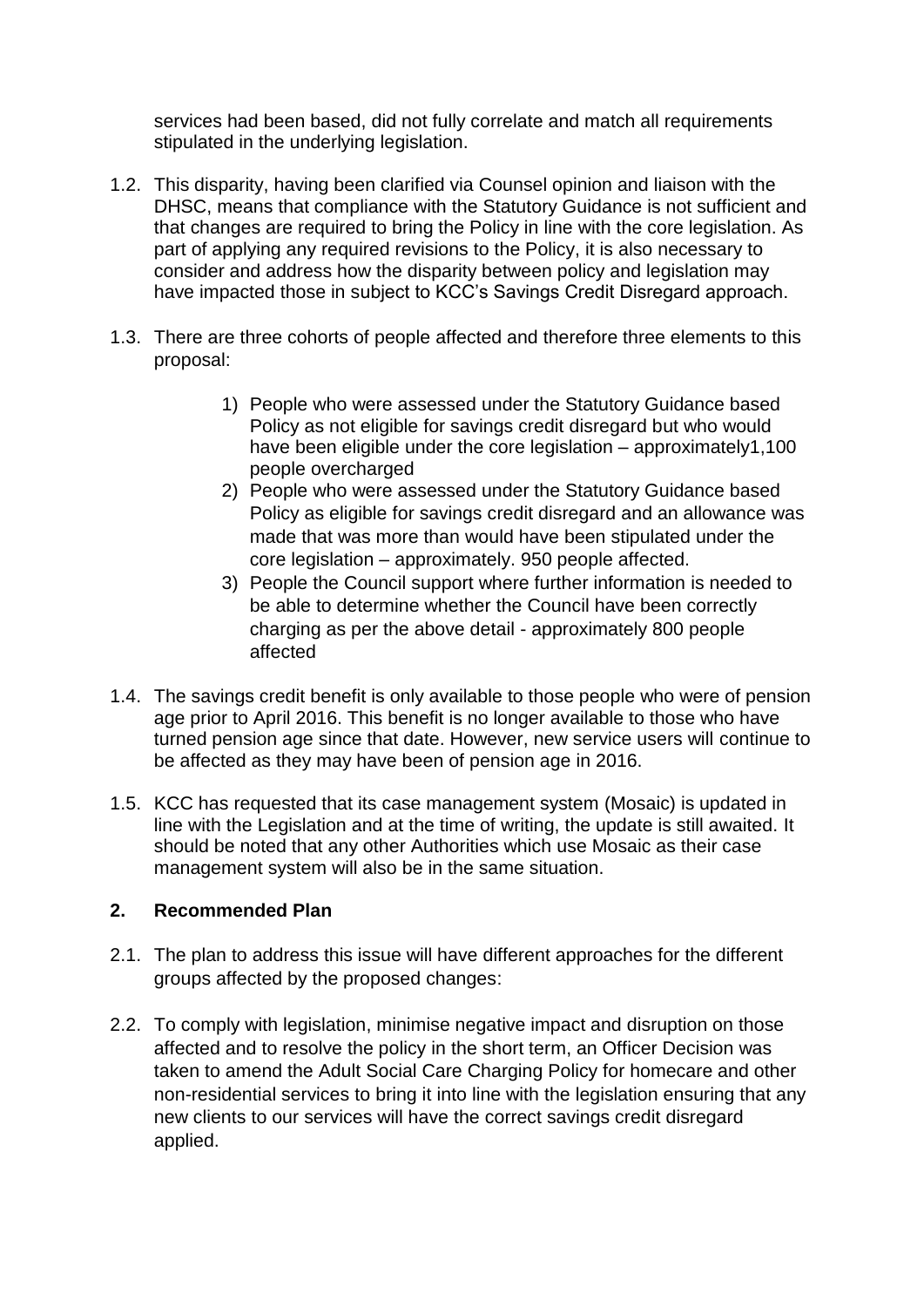services had been based, did not fully correlate and match all requirements stipulated in the underlying legislation.

1.2. This disparity, having been clarified via Counsel opinion and liaison with the DHSC, means that compliance with the Statutory Guidance is not sufficient and that changes are required to bring the Policy in line with the core legislation. As part of applying any required revisions to the Policy, it is also necessary to consider and address how the disparity between policy and legislation may have impacted those in subject to KCC's Savings Credit Disregard approach.

1.3. There are three cohorts of people affected and therefore three elements to this proposal:

   1) People who were assessed under the Statutory Guidance based Policy as not eligible for savings credit disregard but who would have been eligible under the core legislation – approximately1,100 people overcharged
   2) People who were assessed under the Statutory Guidance based Policy as eligible for savings credit disregard and an allowance was made that was more than would have been stipulated under the core legislation – approximately. 950 people affected.
   3) People the Council support where further information is needed to be able to determine whether the Council have been correctly charging as per the above detail - approximately 800 people affected

1.4. The savings credit benefit is only available to those people who were of pension age prior to April 2016. This benefit is no longer available to those who have turned pension age since that date. However, new service users will continue to be affected as they may have been of pension age in 2016.

1.5. KCC has requested that its case management system (Mosaic) is updated in line with the Legislation and at the time of writing, the update is still awaited. It should be noted that any other Authorities which use Mosaic as their case management system will also be in the same situation.

## 2. Recommended Plan

2.1. The plan to address this issue will have different approaches for the different groups affected by the proposed changes:

2.2. To comply with legislation, minimise negative impact and disruption on those affected and to resolve the policy in the short term, an Officer Decision was taken to amend the Adult Social Care Charging Policy for homecare and other non-residential services to bring it into line with the legislation ensuring that any new clients to our services will have the correct savings credit disregard applied.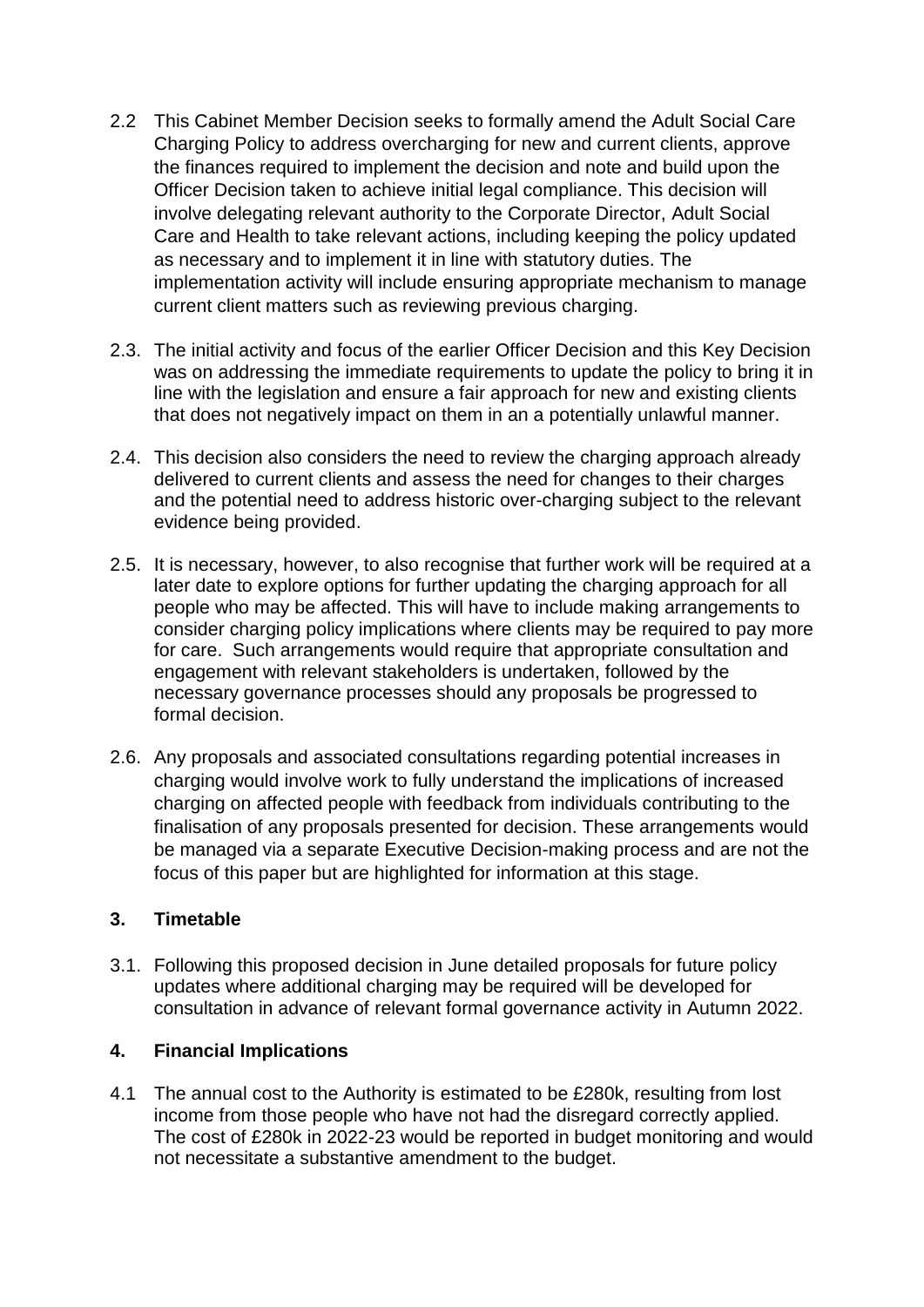2.2 This Cabinet Member Decision seeks to formally amend the Adult Social Care Charging Policy to address overcharging for new and current clients, approve the finances required to implement the decision and note and build upon the Officer Decision taken to achieve initial legal compliance. This decision will involve delegating relevant authority to the Corporate Director, Adult Social Care and Health to take relevant actions, including keeping the policy updated as necessary and to implement it in line with statutory duties. The implementation activity will include ensuring appropriate mechanism to manage current client matters such as reviewing previous charging.

2.3. The initial activity and focus of the earlier Officer Decision and this Key Decision was on addressing the immediate requirements to update the policy to bring it in line with the legislation and ensure a fair approach for new and existing clients that does not negatively impact on them in an a potentially unlawful manner.

2.4. This decision also considers the need to review the charging approach already delivered to current clients and assess the need for changes to their charges and the potential need to address historic over-charging subject to the relevant evidence being provided.

2.5. It is necessary, however, to also recognise that further work will be required at a later date to explore options for further updating the charging approach for all people who may be affected. This will have to include making arrangements to consider charging policy implications where clients may be required to pay more for care. Such arrangements would require that appropriate consultation and engagement with relevant stakeholders is undertaken, followed by the necessary governance processes should any proposals be progressed to formal decision.

2.6. Any proposals and associated consultations regarding potential increases in charging would involve work to fully understand the implications of increased charging on affected people with feedback from individuals contributing to the finalisation of any proposals presented for decision. These arrangements would be managed via a separate Executive Decision-making process and are not the focus of this paper but are highlighted for information at this stage.

## 3. Timetable

3.1. Following this proposed decision in June detailed proposals for future policy updates where additional charging may be required will be developed for consultation in advance of relevant formal governance activity in Autumn 2022.

## 4. Financial Implications

4.1 The annual cost to the Authority is estimated to be £280k, resulting from lost income from those people who have not had the disregard correctly applied. The cost of £280k in 2022-23 would be reported in budget monitoring and would not necessitate a substantive amendment to the budget.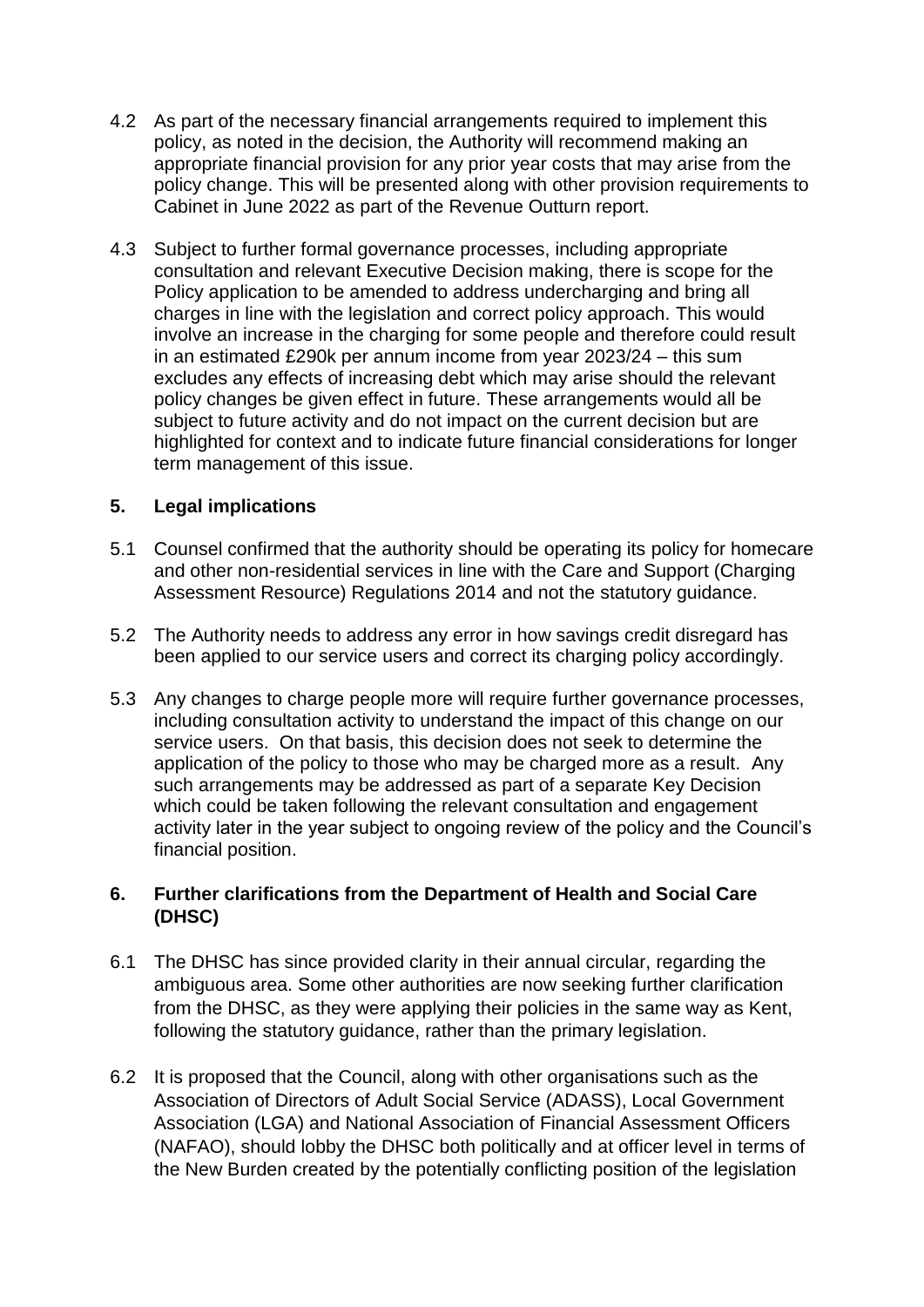4.2 As part of the necessary financial arrangements required to implement this policy, as noted in the decision, the Authority will recommend making an appropriate financial provision for any prior year costs that may arise from the policy change. This will be presented along with other provision requirements to Cabinet in June 2022 as part of the Revenue Outturn report.

4.3 Subject to further formal governance processes, including appropriate consultation and relevant Executive Decision making, there is scope for the Policy application to be amended to address undercharging and bring all charges in line with the legislation and correct policy approach. This would involve an increase in the charging for some people and therefore could result in an estimated £290k per annum income from year 2023/24 – this sum excludes any effects of increasing debt which may arise should the relevant policy changes be given effect in future. These arrangements would all be subject to future activity and do not impact on the current decision but are highlighted for context and to indicate future financial considerations for longer term management of this issue.

## 5. Legal implications

5.1 Counsel confirmed that the authority should be operating its policy for homecare and other non-residential services in line with the Care and Support (Charging Assessment Resource) Regulations 2014 and not the statutory guidance.

5.2 The Authority needs to address any error in how savings credit disregard has been applied to our service users and correct its charging policy accordingly.

5.3 Any changes to charge people more will require further governance processes, including consultation activity to understand the impact of this change on our service users. On that basis, this decision does not seek to determine the application of the policy to those who may be charged more as a result. Any such arrangements may be addressed as part of a separate Key Decision which could be taken following the relevant consultation and engagement activity later in the year subject to ongoing review of the policy and the Council's financial position.

## 6. Further clarifications from the Department of Health and Social Care (DHSC)

6.1 The DHSC has since provided clarity in their annual circular, regarding the ambiguous area. Some other authorities are now seeking further clarification from the DHSC, as they were applying their policies in the same way as Kent, following the statutory guidance, rather than the primary legislation.

6.2 It is proposed that the Council, along with other organisations such as the Association of Directors of Adult Social Service (ADASS), Local Government Association (LGA) and National Association of Financial Assessment Officers (NAFAO), should lobby the DHSC both politically and at officer level in terms of the New Burden created by the potentially conflicting position of the legislation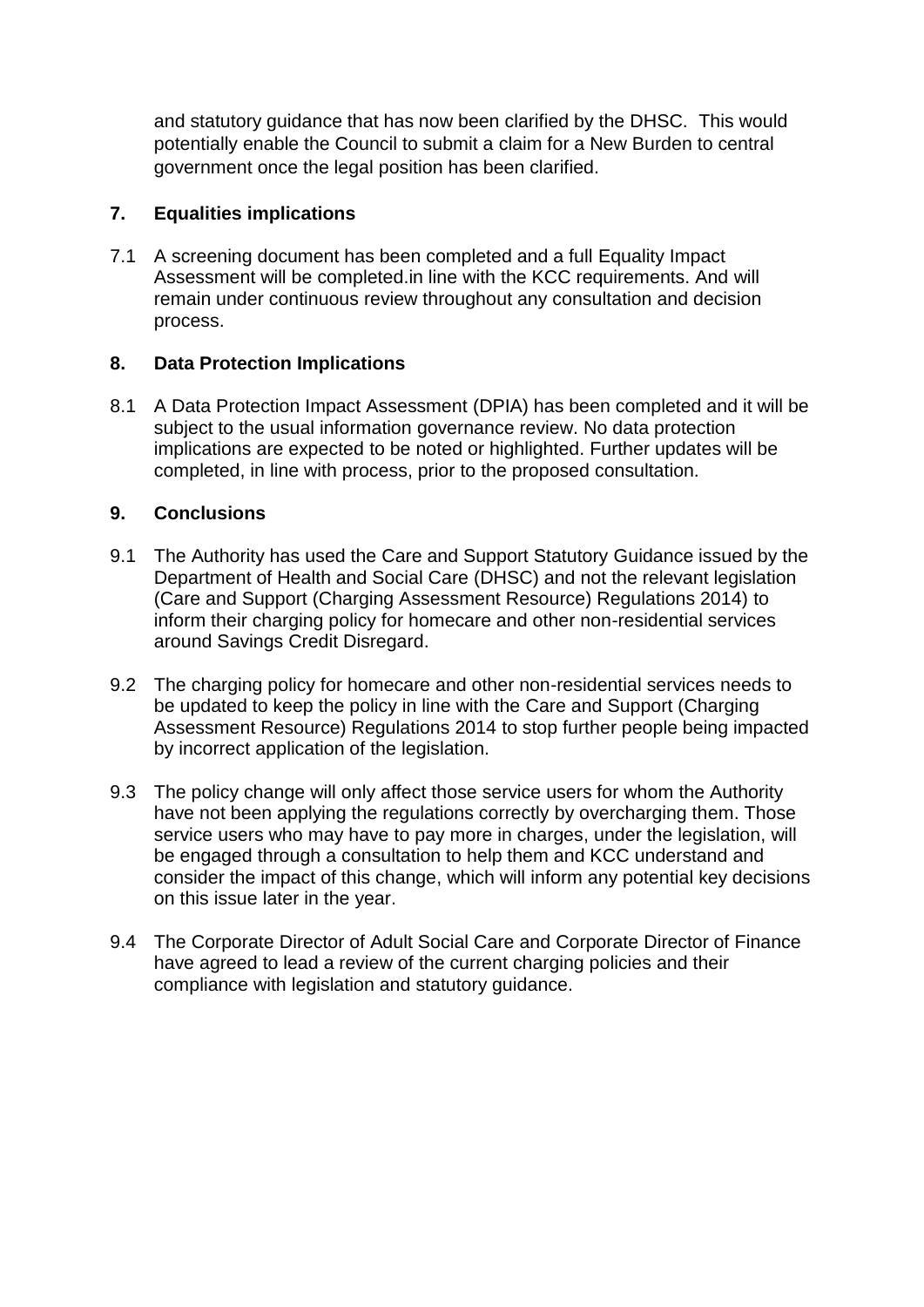and statutory guidance that has now been clarified by the DHSC. This would potentially enable the Council to submit a claim for a New Burden to central government once the legal position has been clarified.

## 7. Equalities implications

7.1 A screening document has been completed and a full Equality Impact Assessment will be completed.in line with the KCC requirements. And will remain under continuous review throughout any consultation and decision process.

## 8. Data Protection Implications

8.1 A Data Protection Impact Assessment (DPIA) has been completed and it will be subject to the usual information governance review. No data protection implications are expected to be noted or highlighted. Further updates will be completed, in line with process, prior to the proposed consultation.

## 9. Conclusions

9.1 The Authority has used the Care and Support Statutory Guidance issued by the Department of Health and Social Care (DHSC) and not the relevant legislation (Care and Support (Charging Assessment Resource) Regulations 2014) to inform their charging policy for homecare and other non-residential services around Savings Credit Disregard.

9.2 The charging policy for homecare and other non-residential services needs to be updated to keep the policy in line with the Care and Support (Charging Assessment Resource) Regulations 2014 to stop further people being impacted by incorrect application of the legislation.

9.3 The policy change will only affect those service users for whom the Authority have not been applying the regulations correctly by overcharging them. Those service users who may have to pay more in charges, under the legislation, will be engaged through a consultation to help them and KCC understand and consider the impact of this change, which will inform any potential key decisions on this issue later in the year.

9.4 The Corporate Director of Adult Social Care and Corporate Director of Finance have agreed to lead a review of the current charging policies and their compliance with legislation and statutory guidance.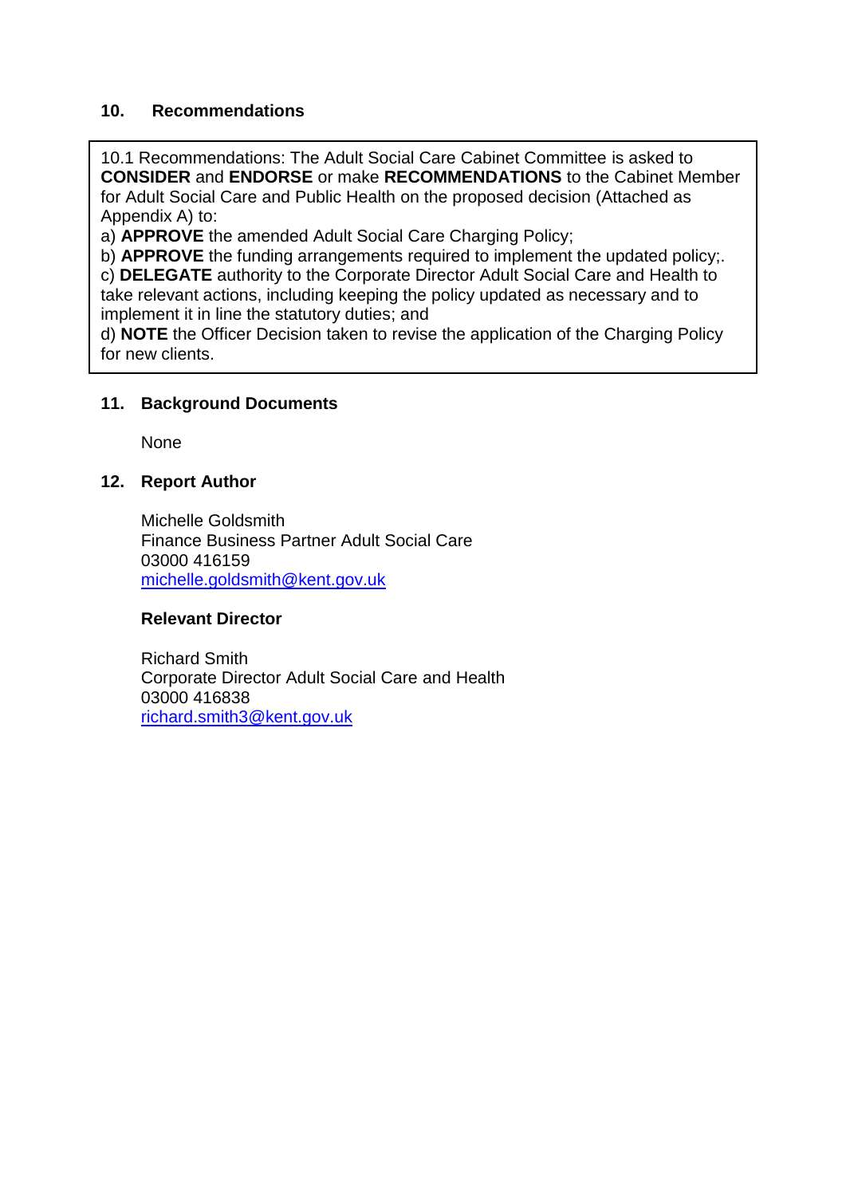## 10. Recommendations

10.1 Recommendations: The Adult Social Care Cabinet Committee is asked to **CONSIDER** and **ENDORSE** or make **RECOMMENDATIONS** to the Cabinet Member for Adult Social Care and Public Health on the proposed decision (Attached as Appendix A) to:

a) **APPROVE** the amended Adult Social Care Charging Policy;

b) **APPROVE** the funding arrangements required to implement the updated policy;.

c) **DELEGATE** authority to the Corporate Director Adult Social Care and Health to take relevant actions, including keeping the policy updated as necessary and to implement it in line the statutory duties; and

d) **NOTE** the Officer Decision taken to revise the application of the Charging Policy for new clients.

## 11. Background Documents

None

## 12. Report Author

Michelle Goldsmith
Finance Business Partner Adult Social Care
03000 416159
michelle.goldsmith@kent.gov.uk

**Relevant Director**

Richard Smith
Corporate Director Adult Social Care and Health
03000 416838
richard.smith3@kent.gov.uk